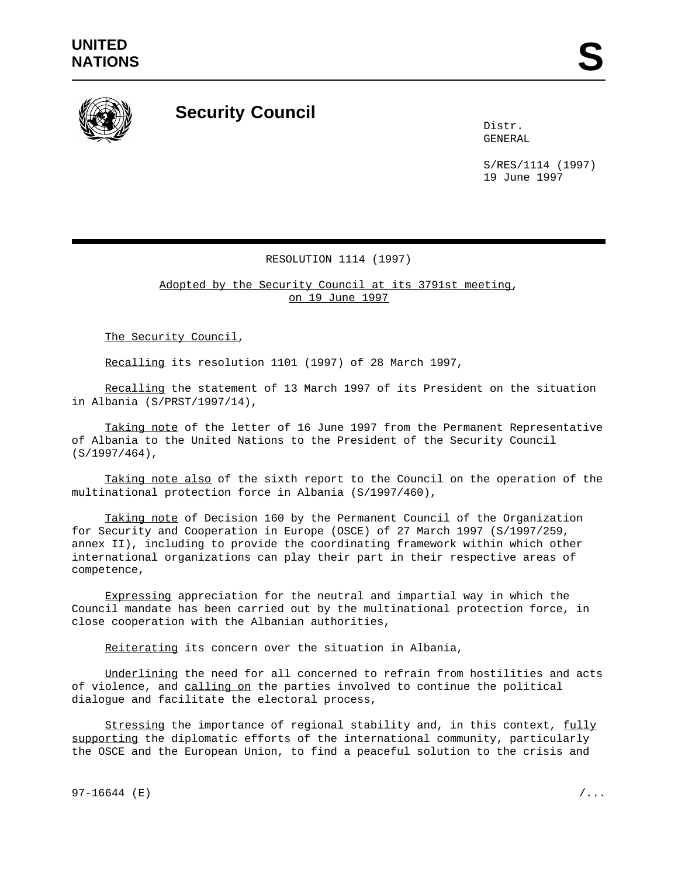**UNITED NATIONS**

# S

## Security Council

Distr.
GENERAL

S/RES/1114 (1997)
19 June 1997

RESOLUTION 1114 (1997)

Adopted by the Security Council at its 3791st meeting, on 19 June 1997

The Security Council,

Recalling its resolution 1101 (1997) of 28 March 1997,

Recalling the statement of 13 March 1997 of its President on the situation in Albania (S/PRST/1997/14),

Taking note of the letter of 16 June 1997 from the Permanent Representative of Albania to the United Nations to the President of the Security Council (S/1997/464),

Taking note also of the sixth report to the Council on the operation of the multinational protection force in Albania (S/1997/460),

Taking note of Decision 160 by the Permanent Council of the Organization for Security and Cooperation in Europe (OSCE) of 27 March 1997 (S/1997/259, annex II), including to provide the coordinating framework within which other international organizations can play their part in their respective areas of competence,

Expressing appreciation for the neutral and impartial way in which the Council mandate has been carried out by the multinational protection force, in close cooperation with the Albanian authorities,

Reiterating its concern over the situation in Albania,

Underlining the need for all concerned to refrain from hostilities and acts of violence, and calling on the parties involved to continue the political dialogue and facilitate the electoral process,

Stressing the importance of regional stability and, in this context, fully supporting the diplomatic efforts of the international community, particularly the OSCE and the European Union, to find a peaceful solution to the crisis and

97-16644 (E)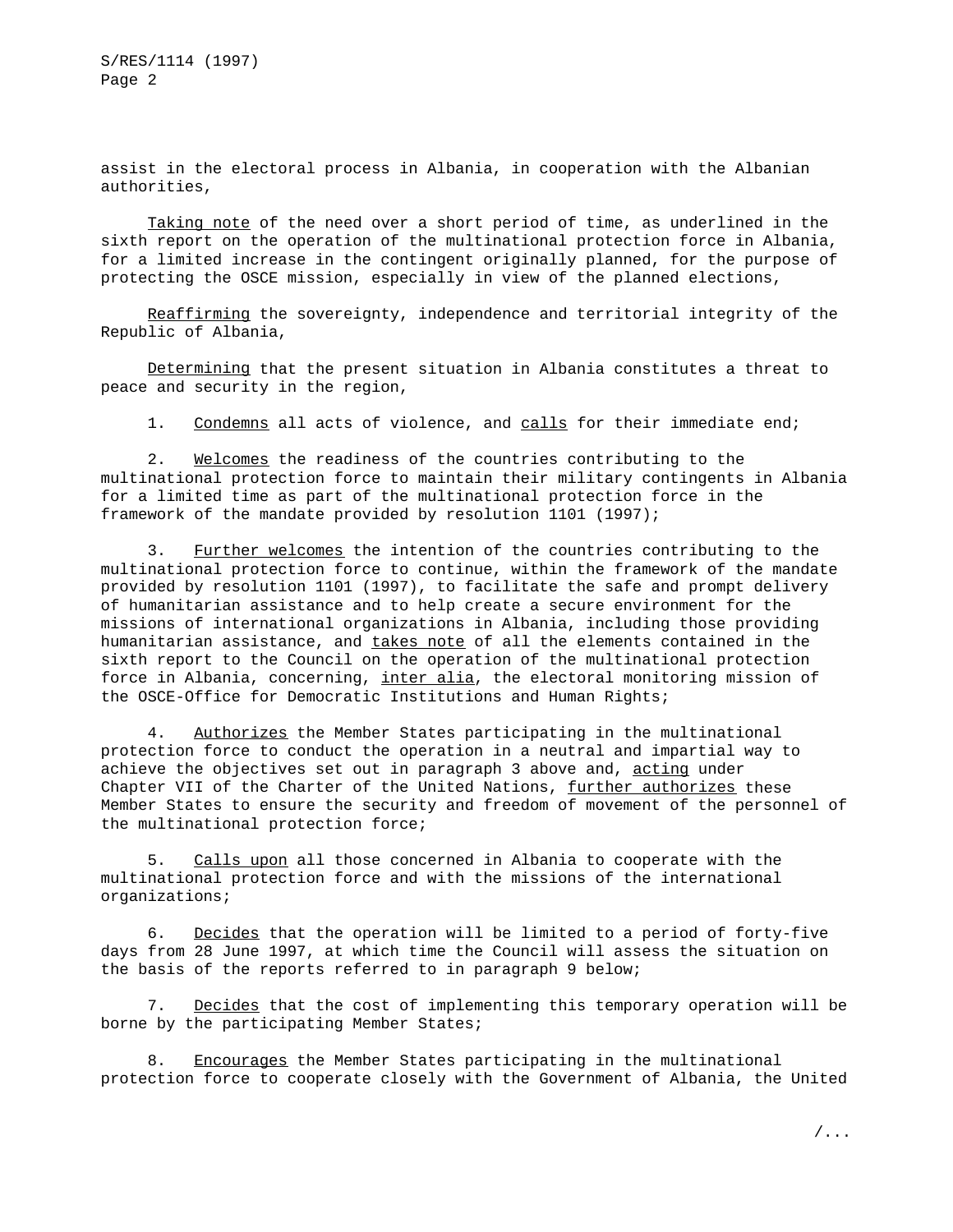assist in the electoral process in Albania, in cooperation with the Albanian authorities,

*Taking note* of the need over a short period of time, as underlined in the sixth report on the operation of the multinational protection force in Albania, for a limited increase in the contingent originally planned, for the purpose of protecting the OSCE mission, especially in view of the planned elections,

*Reaffirming* the sovereignty, independence and territorial integrity of the Republic of Albania,

*Determining* that the present situation in Albania constitutes a threat to peace and security in the region,

1. *Condemns* all acts of violence, and *calls* for their immediate end;

2. *Welcomes* the readiness of the countries contributing to the multinational protection force to maintain their military contingents in Albania for a limited time as part of the multinational protection force in the framework of the mandate provided by resolution 1101 (1997);

3. *Further welcomes* the intention of the countries contributing to the multinational protection force to continue, within the framework of the mandate provided by resolution 1101 (1997), to facilitate the safe and prompt delivery of humanitarian assistance and to help create a secure environment for the missions of international organizations in Albania, including those providing humanitarian assistance, and *takes note* of all the elements contained in the sixth report to the Council on the operation of the multinational protection force in Albania, concerning, *inter alia*, the electoral monitoring mission of the OSCE-Office for Democratic Institutions and Human Rights;

4. *Authorizes* the Member States participating in the multinational protection force to conduct the operation in a neutral and impartial way to achieve the objectives set out in paragraph 3 above and, *acting* under Chapter VII of the Charter of the United Nations, *further authorizes* these Member States to ensure the security and freedom of movement of the personnel of the multinational protection force;

5. *Calls upon* all those concerned in Albania to cooperate with the multinational protection force and with the missions of the international organizations;

6. *Decides* that the operation will be limited to a period of forty-five days from 28 June 1997, at which time the Council will assess the situation on the basis of the reports referred to in paragraph 9 below;

7. *Decides* that the cost of implementing this temporary operation will be borne by the participating Member States;

8. *Encourages* the Member States participating in the multinational protection force to cooperate closely with the Government of Albania, the United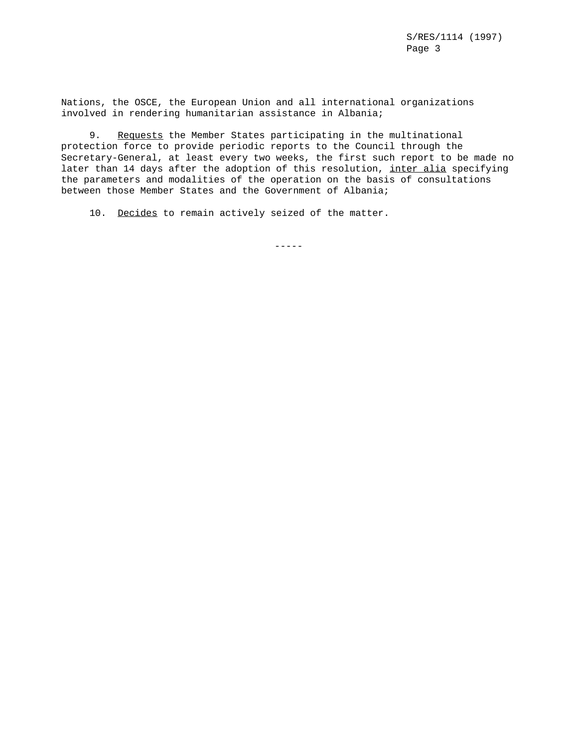Nations, the OSCE, the European Union and all international organizations involved in rendering humanitarian assistance in Albania;

9. _Requests_ the Member States participating in the multinational protection force to provide periodic reports to the Council through the Secretary-General, at least every two weeks, the first such report to be made no later than 14 days after the adoption of this resolution, _inter alia_ specifying the parameters and modalities of the operation on the basis of consultations between those Member States and the Government of Albania;

10. _Decides_ to remain actively seized of the matter.

-----